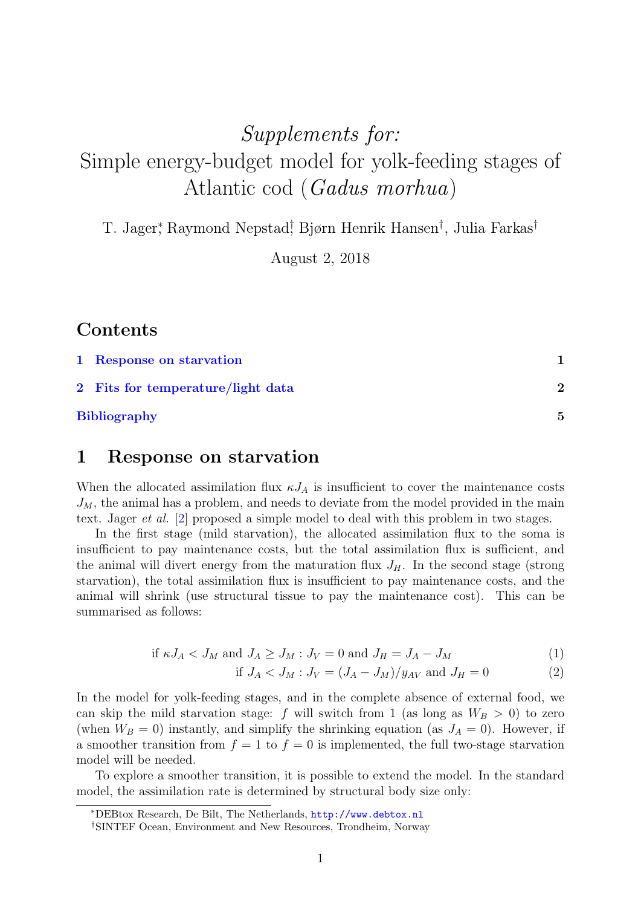# *Supplements for:* Simple energy-budget model for yolk-feeding stages of Atlantic cod (*Gadus morhua*)

T. Jager[*], Raymond Nepstad[†], Bjørn Henrik Hansen[†], Julia Farkas[†]

August 2, 2018

## Contents

1 Response on starvation — 1

2 Fits for temperature/light data — 2

Bibliography — 5

## 1 Response on starvation

When the allocated assimilation flux $\kappa J_A$ is insufficient to cover the maintenance costs $J_M$, the animal has a problem, and needs to deviate from the model provided in the main text. Jager *et al.* [2] proposed a simple model to deal with this problem in two stages.

In the first stage (mild starvation), the allocated assimilation flux to the soma is insufficient to pay maintenance costs, but the total assimilation flux is sufficient, and the animal will divert energy from the maturation flux $J_H$. In the second stage (strong starvation), the total assimilation flux is insufficient to pay maintenance costs, and the animal will shrink (use structural tissue to pay the maintenance cost). This can be summarised as follows:

$$\text{if } \kappa J_A < J_M \text{ and } J_A \geq J_M : J_V = 0 \text{ and } J_H = J_A - J_M \tag{1}$$

$$\text{if } J_A < J_M : J_V = (J_A - J_M)/y_{AV} \text{ and } J_H = 0 \tag{2}$$

In the model for yolk-feeding stages, and in the complete absence of external food, we can skip the mild starvation stage: $f$ will switch from 1 (as long as $W_B > 0$) to zero (when $W_B = 0$) instantly, and simplify the shrinking equation (as $J_A = 0$). However, if a smoother transition from $f = 1$ to $f = 0$ is implemented, the full two-stage starvation model will be needed.

To explore a smoother transition, it is possible to extend the model. In the standard model, the assimilation rate is determined by structural body size only:

[*] DEBtox Research, De Bilt, The Netherlands, http://www.debtox.nl

[†] SINTEF Ocean, Environment and New Resources, Trondheim, Norway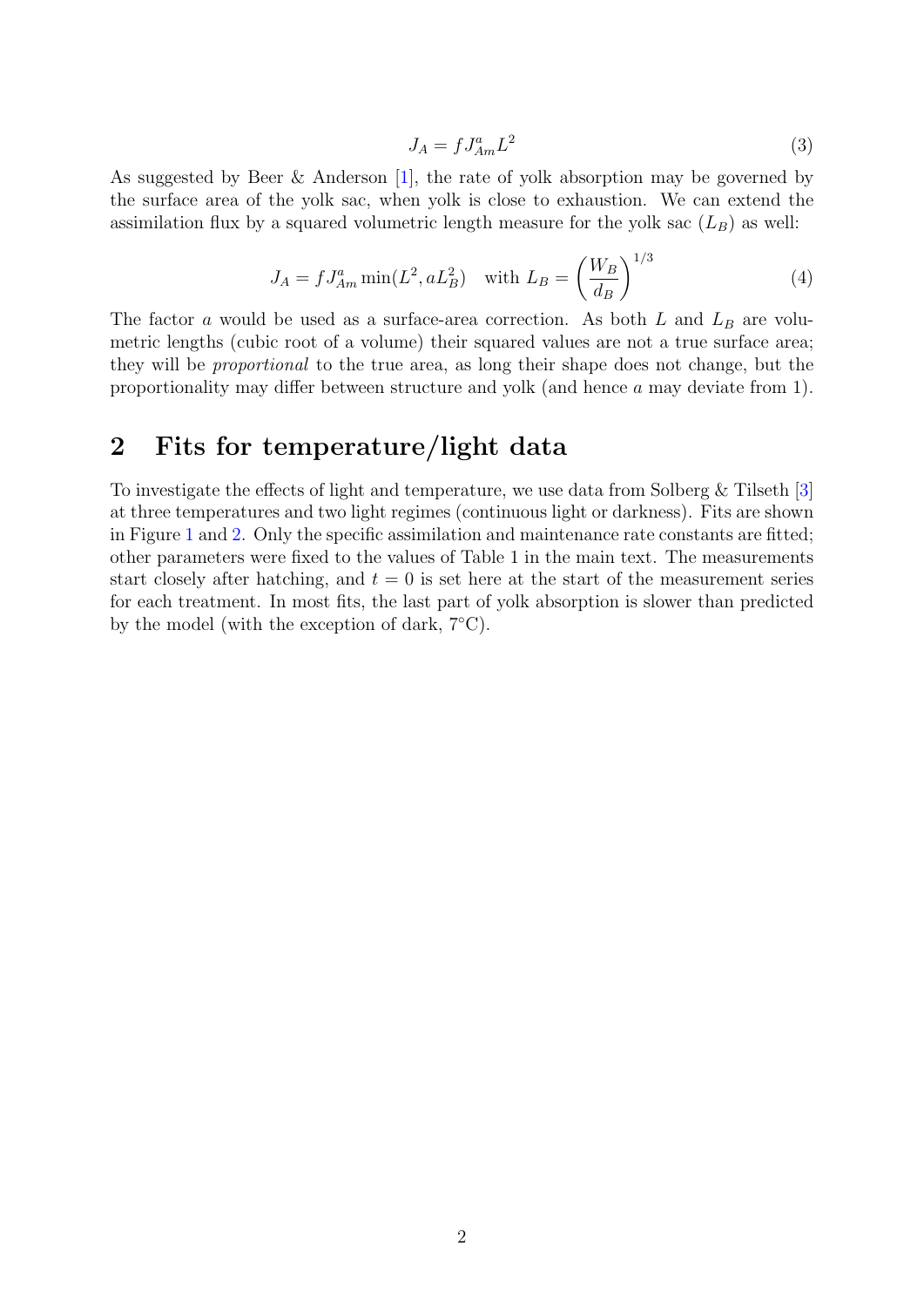$$J_A = f J_{Am}^a L^2 \tag{3}$$

As suggested by Beer & Anderson [1], the rate of yolk absorption may be governed by the surface area of the yolk sac, when yolk is close to exhaustion. We can extend the assimilation flux by a squared volumetric length measure for the yolk sac ($L_B$) as well:

$$J_A = f J_{Am}^a \min(L^2, aL_B^2) \quad \text{with } L_B = \left(\frac{W_B}{d_B}\right)^{1/3} \tag{4}$$

The factor $a$ would be used as a surface-area correction. As both $L$ and $L_B$ are volumetric lengths (cubic root of a volume) their squared values are not a true surface area; they will be *proportional* to the true area, as long their shape does not change, but the proportionality may differ between structure and yolk (and hence $a$ may deviate from 1).

## 2 Fits for temperature/light data

To investigate the effects of light and temperature, we use data from Solberg & Tilseth [3] at three temperatures and two light regimes (continuous light or darkness). Fits are shown in Figure 1 and 2. Only the specific assimilation and maintenance rate constants are fitted; other parameters were fixed to the values of Table 1 in the main text. The measurements start closely after hatching, and $t = 0$ is set here at the start of the measurement series for each treatment. In most fits, the last part of yolk absorption is slower than predicted by the model (with the exception of dark, 7°C).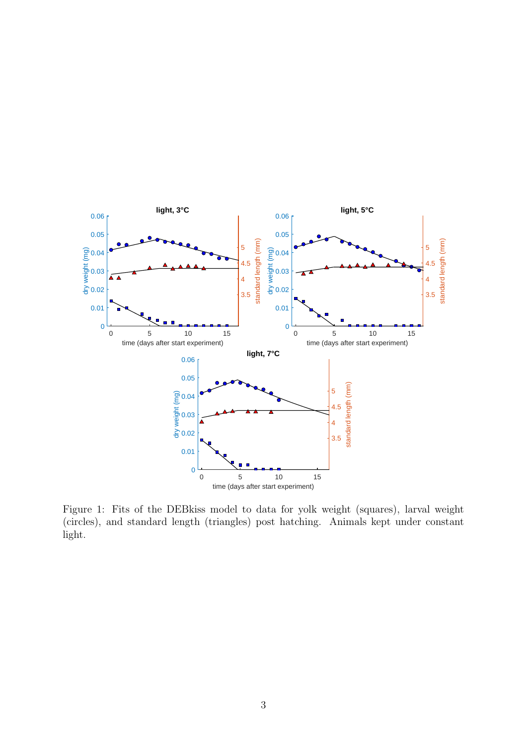Figure 1: Fits of the DEBkiss model to data for yolk weight (squares), larval weight (circles), and standard length (triangles) post hatching. Animals kept under constant light.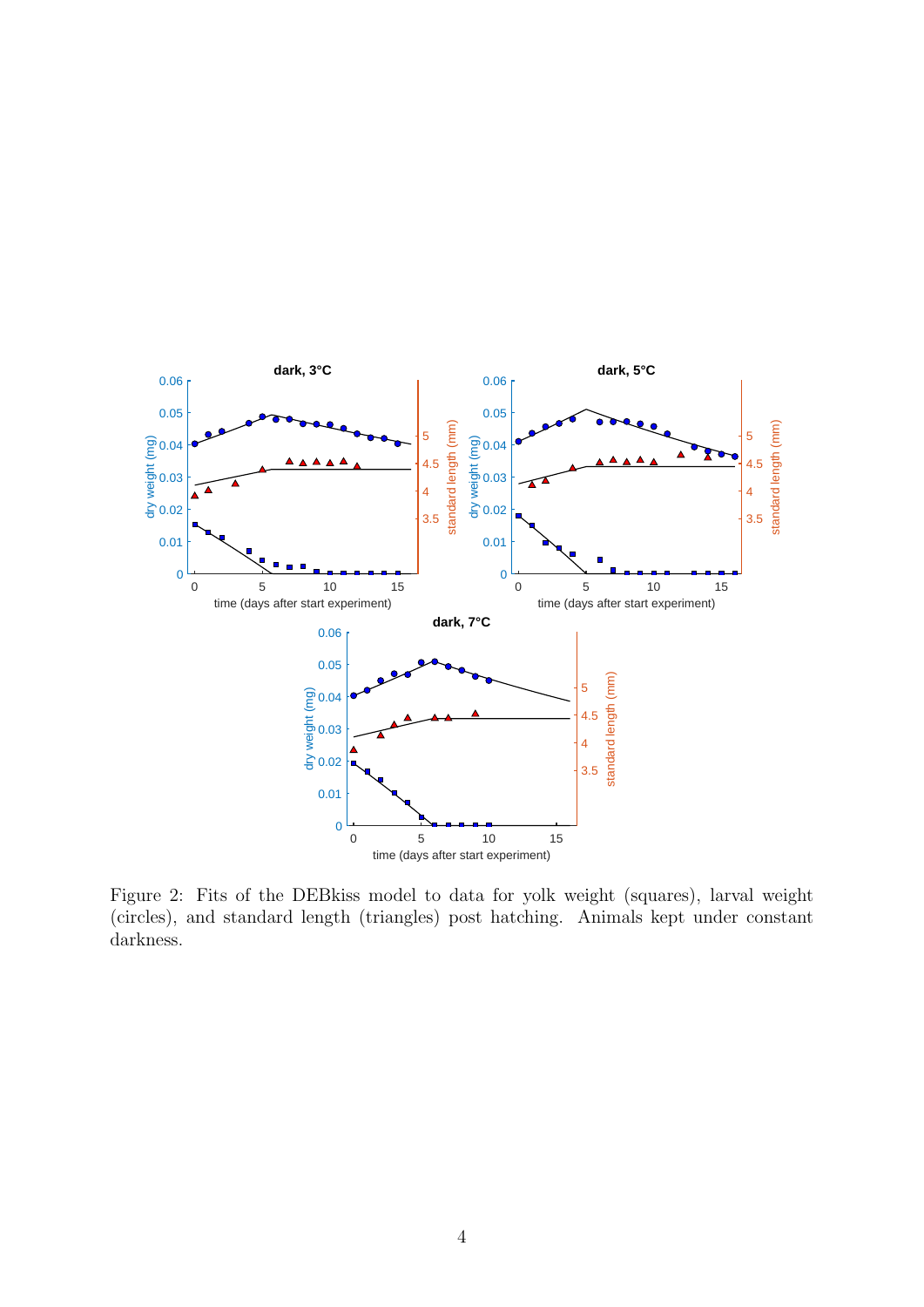Figure 2: Fits of the DEBkiss model to data for yolk weight (squares), larval weight (circles), and standard length (triangles) post hatching. Animals kept under constant darkness.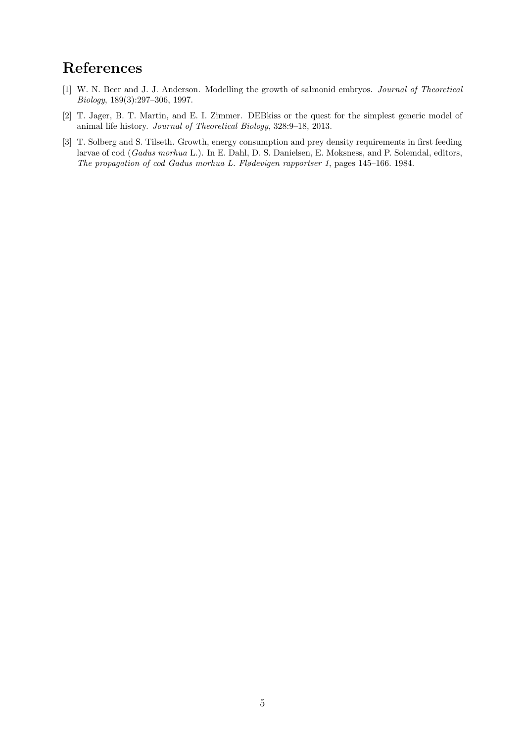# References

[1] W. N. Beer and J. J. Anderson. Modelling the growth of salmonid embryos. *Journal of Theoretical Biology*, 189(3):297–306, 1997.

[2] T. Jager, B. T. Martin, and E. I. Zimmer. DEBkiss or the quest for the simplest generic model of animal life history. *Journal of Theoretical Biology*, 328:9–18, 2013.

[3] T. Solberg and S. Tilseth. Growth, energy consumption and prey density requirements in first feeding larvae of cod (*Gadus morhua* L.). In E. Dahl, D. S. Danielsen, E. Moksness, and P. Solemdal, editors, *The propagation of cod Gadus morhua L. Flødevigen rapportser 1*, pages 145–166. 1984.